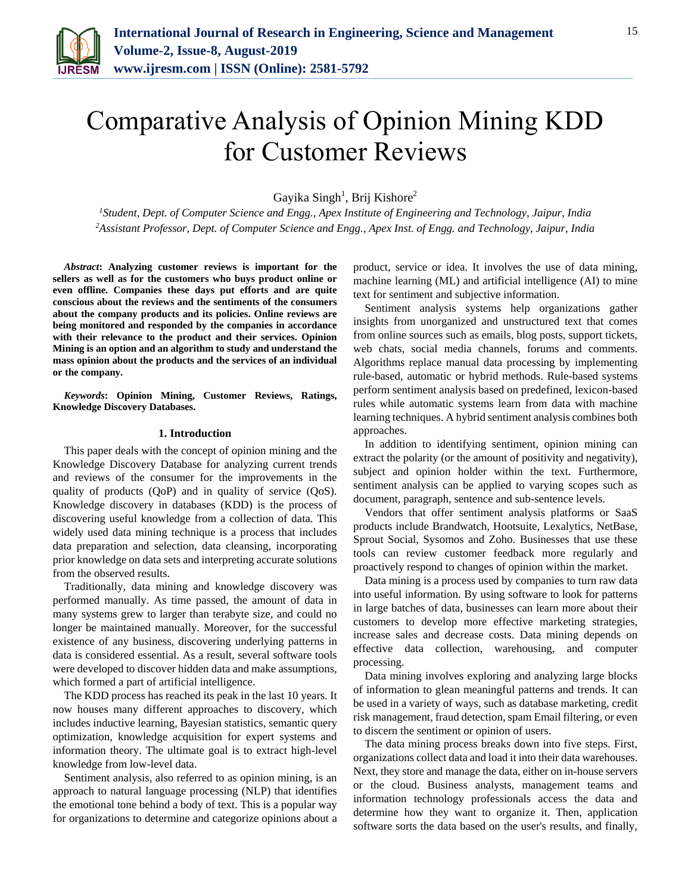# Comparative Analysis of Opinion Mining KDD for Customer Reviews

Gayika Singh[1], Brij Kishore[2]

[1]*Student, Dept. of Computer Science and Engg., Apex Institute of Engineering and Technology, Jaipur, India*
[2]*Assistant Professor, Dept. of Computer Science and Engg., Apex Inst. of Engg. and Technology, Jaipur, India*

***Abstract*: Analyzing customer reviews is important for the sellers as well as for the customers who buys product online or even offline. Companies these days put efforts and are quite conscious about the reviews and the sentiments of the consumers about the company products and its policies. Online reviews are being monitored and responded by the companies in accordance with their relevance to the product and their services. Opinion Mining is an option and an algorithm to study and understand the mass opinion about the products and the services of an individual or the company.**

***Keywords*: Opinion Mining, Customer Reviews, Ratings, Knowledge Discovery Databases.**

## 1. Introduction

This paper deals with the concept of opinion mining and the Knowledge Discovery Database for analyzing current trends and reviews of the consumer for the improvements in the quality of products (QoP) and in quality of service (QoS). Knowledge discovery in databases (KDD) is the process of discovering useful knowledge from a collection of data. This widely used data mining technique is a process that includes data preparation and selection, data cleansing, incorporating prior knowledge on data sets and interpreting accurate solutions from the observed results.

Traditionally, data mining and knowledge discovery was performed manually. As time passed, the amount of data in many systems grew to larger than terabyte size, and could no longer be maintained manually. Moreover, for the successful existence of any business, discovering underlying patterns in data is considered essential. As a result, several software tools were developed to discover hidden data and make assumptions, which formed a part of artificial intelligence.

The KDD process has reached its peak in the last 10 years. It now houses many different approaches to discovery, which includes inductive learning, Bayesian statistics, semantic query optimization, knowledge acquisition for expert systems and information theory. The ultimate goal is to extract high-level knowledge from low-level data.

Sentiment analysis, also referred to as opinion mining, is an approach to natural language processing (NLP) that identifies the emotional tone behind a body of text. This is a popular way for organizations to determine and categorize opinions about a product, service or idea. It involves the use of data mining, machine learning (ML) and artificial intelligence (AI) to mine text for sentiment and subjective information.

Sentiment analysis systems help organizations gather insights from unorganized and unstructured text that comes from online sources such as emails, blog posts, support tickets, web chats, social media channels, forums and comments. Algorithms replace manual data processing by implementing rule-based, automatic or hybrid methods. Rule-based systems perform sentiment analysis based on predefined, lexicon-based rules while automatic systems learn from data with machine learning techniques. A hybrid sentiment analysis combines both approaches.

In addition to identifying sentiment, opinion mining can extract the polarity (or the amount of positivity and negativity), subject and opinion holder within the text. Furthermore, sentiment analysis can be applied to varying scopes such as document, paragraph, sentence and sub-sentence levels.

Vendors that offer sentiment analysis platforms or SaaS products include Brandwatch, Hootsuite, Lexalytics, NetBase, Sprout Social, Sysomos and Zoho. Businesses that use these tools can review customer feedback more regularly and proactively respond to changes of opinion within the market.

Data mining is a process used by companies to turn raw data into useful information. By using software to look for patterns in large batches of data, businesses can learn more about their customers to develop more effective marketing strategies, increase sales and decrease costs. Data mining depends on effective data collection, warehousing, and computer processing.

Data mining involves exploring and analyzing large blocks of information to glean meaningful patterns and trends. It can be used in a variety of ways, such as database marketing, credit risk management, fraud detection, spam Email filtering, or even to discern the sentiment or opinion of users.

The data mining process breaks down into five steps. First, organizations collect data and load it into their data warehouses. Next, they store and manage the data, either on in-house servers or the cloud. Business analysts, management teams and information technology professionals access the data and determine how they want to organize it. Then, application software sorts the data based on the user's results, and finally,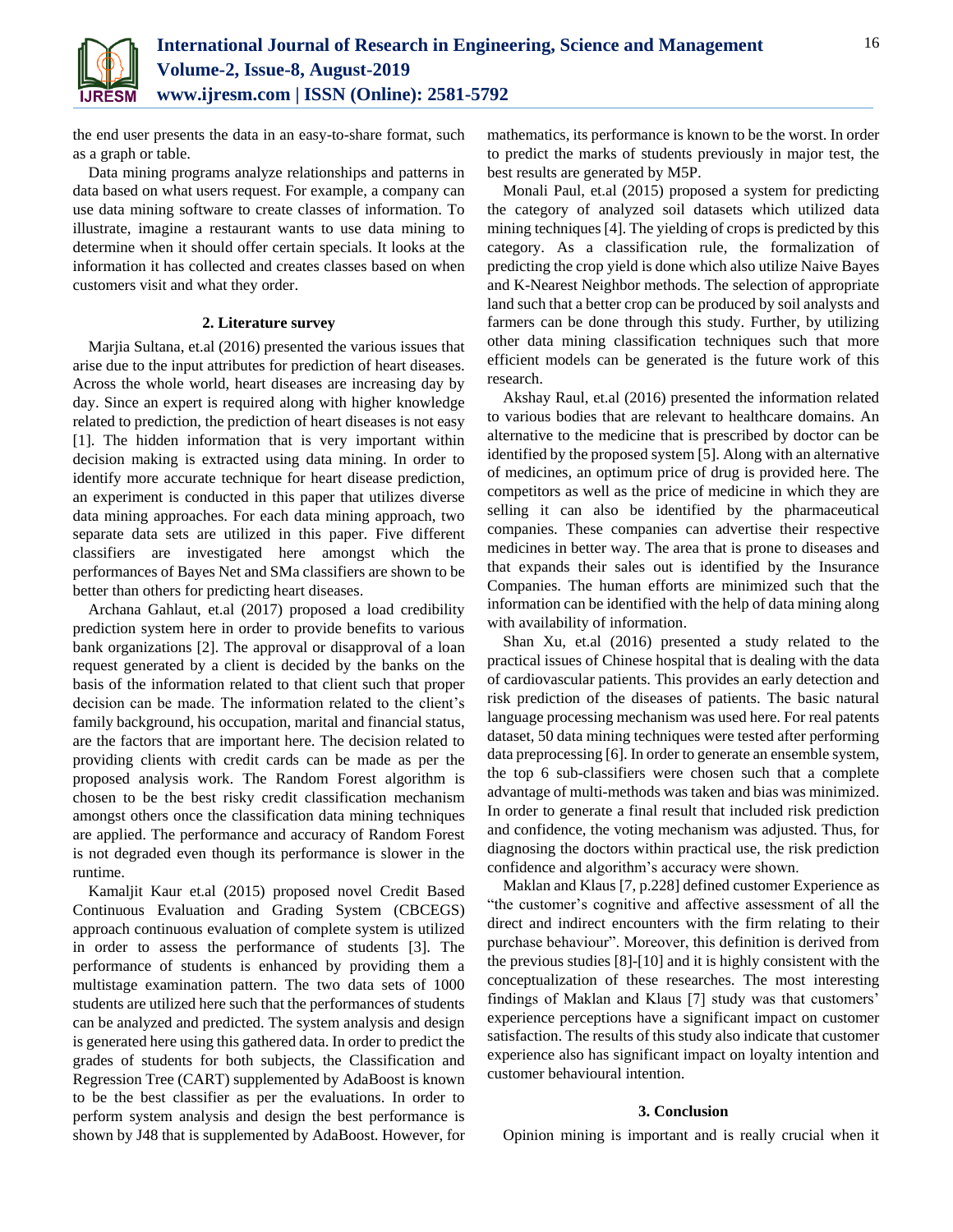the end user presents the data in an easy-to-share format, such as a graph or table.

Data mining programs analyze relationships and patterns in data based on what users request. For example, a company can use data mining software to create classes of information. To illustrate, imagine a restaurant wants to use data mining to determine when it should offer certain specials. It looks at the information it has collected and creates classes based on when customers visit and what they order.

## 2. Literature survey

Marjia Sultana, et.al (2016) presented the various issues that arise due to the input attributes for prediction of heart diseases. Across the whole world, heart diseases are increasing day by day. Since an expert is required along with higher knowledge related to prediction, the prediction of heart diseases is not easy [1]. The hidden information that is very important within decision making is extracted using data mining. In order to identify more accurate technique for heart disease prediction, an experiment is conducted in this paper that utilizes diverse data mining approaches. For each data mining approach, two separate data sets are utilized in this paper. Five different classifiers are investigated here amongst which the performances of Bayes Net and SMa classifiers are shown to be better than others for predicting heart diseases.

Archana Gahlaut, et.al (2017) proposed a load credibility prediction system here in order to provide benefits to various bank organizations [2]. The approval or disapproval of a loan request generated by a client is decided by the banks on the basis of the information related to that client such that proper decision can be made. The information related to the client's family background, his occupation, marital and financial status, are the factors that are important here. The decision related to providing clients with credit cards can be made as per the proposed analysis work. The Random Forest algorithm is chosen to be the best risky credit classification mechanism amongst others once the classification data mining techniques are applied. The performance and accuracy of Random Forest is not degraded even though its performance is slower in the runtime.

Kamaljit Kaur et.al (2015) proposed novel Credit Based Continuous Evaluation and Grading System (CBCEGS) approach continuous evaluation of complete system is utilized in order to assess the performance of students [3]. The performance of students is enhanced by providing them a multistage examination pattern. The two data sets of 1000 students are utilized here such that the performances of students can be analyzed and predicted. The system analysis and design is generated here using this gathered data. In order to predict the grades of students for both subjects, the Classification and Regression Tree (CART) supplemented by AdaBoost is known to be the best classifier as per the evaluations. In order to perform system analysis and design the best performance is shown by J48 that is supplemented by AdaBoost. However, for mathematics, its performance is known to be the worst. In order to predict the marks of students previously in major test, the best results are generated by M5P.

Monali Paul, et.al (2015) proposed a system for predicting the category of analyzed soil datasets which utilized data mining techniques [4]. The yielding of crops is predicted by this category. As a classification rule, the formalization of predicting the crop yield is done which also utilize Naive Bayes and K-Nearest Neighbor methods. The selection of appropriate land such that a better crop can be produced by soil analysts and farmers can be done through this study. Further, by utilizing other data mining classification techniques such that more efficient models can be generated is the future work of this research.

Akshay Raul, et.al (2016) presented the information related to various bodies that are relevant to healthcare domains. An alternative to the medicine that is prescribed by doctor can be identified by the proposed system [5]. Along with an alternative of medicines, an optimum price of drug is provided here. The competitors as well as the price of medicine in which they are selling it can also be identified by the pharmaceutical companies. These companies can advertise their respective medicines in better way. The area that is prone to diseases and that expands their sales out is identified by the Insurance Companies. The human efforts are minimized such that the information can be identified with the help of data mining along with availability of information.

Shan Xu, et.al (2016) presented a study related to the practical issues of Chinese hospital that is dealing with the data of cardiovascular patients. This provides an early detection and risk prediction of the diseases of patients. The basic natural language processing mechanism was used here. For real patents dataset, 50 data mining techniques were tested after performing data preprocessing [6]. In order to generate an ensemble system, the top 6 sub-classifiers were chosen such that a complete advantage of multi-methods was taken and bias was minimized. In order to generate a final result that included risk prediction and confidence, the voting mechanism was adjusted. Thus, for diagnosing the doctors within practical use, the risk prediction confidence and algorithm's accuracy were shown.

Maklan and Klaus [7, p.228] defined customer Experience as "the customer's cognitive and affective assessment of all the direct and indirect encounters with the firm relating to their purchase behaviour". Moreover, this definition is derived from the previous studies [8]-[10] and it is highly consistent with the conceptualization of these researches. The most interesting findings of Maklan and Klaus [7] study was that customers' experience perceptions have a significant impact on customer satisfaction. The results of this study also indicate that customer experience also has significant impact on loyalty intention and customer behavioural intention.

## 3. Conclusion

Opinion mining is important and is really crucial when it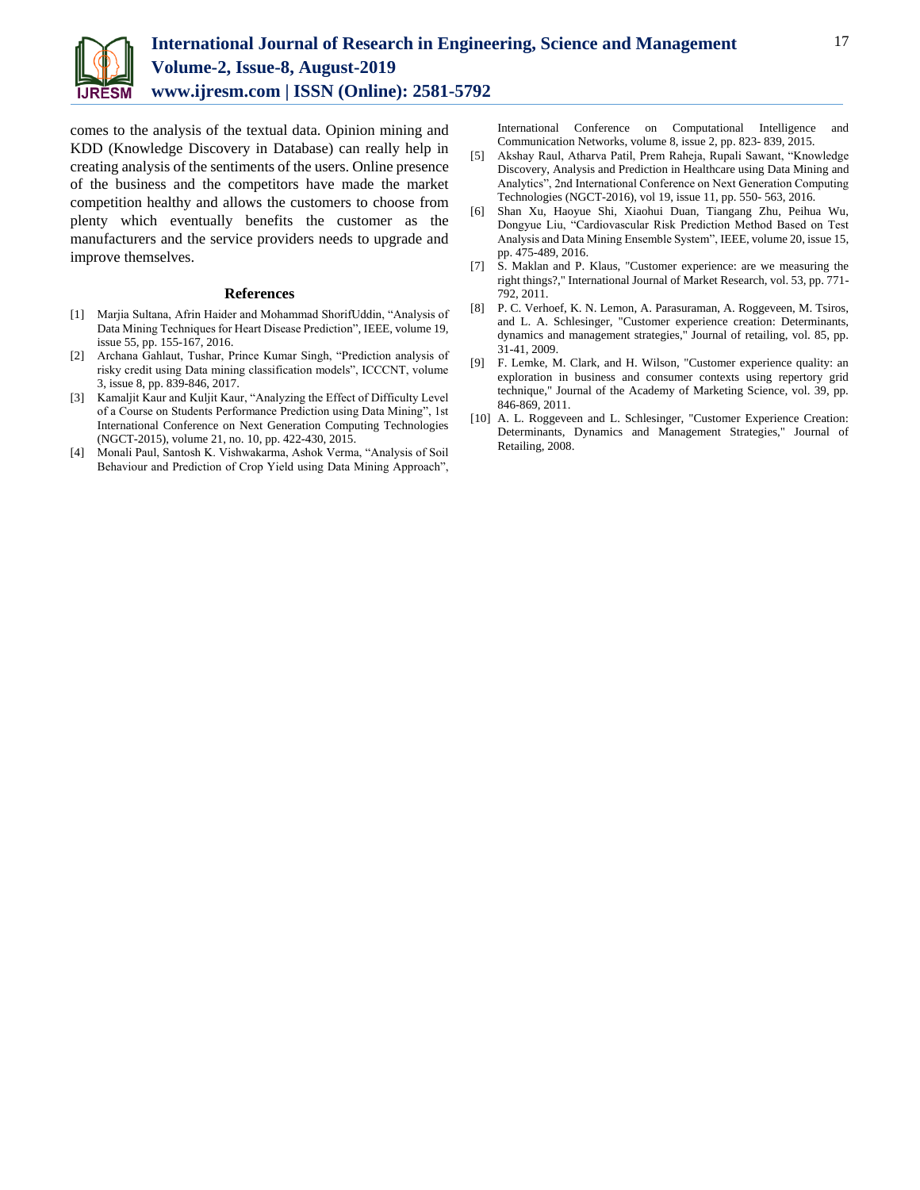comes to the analysis of the textual data. Opinion mining and KDD (Knowledge Discovery in Database) can really help in creating analysis of the sentiments of the users. Online presence of the business and the competitors have made the market competition healthy and allows the customers to choose from plenty which eventually benefits the customer as the manufacturers and the service providers needs to upgrade and improve themselves.

## References

[1] Marjia Sultana, Afrin Haider and Mohammad ShorifUddin, "Analysis of Data Mining Techniques for Heart Disease Prediction", IEEE, volume 19, issue 55, pp. 155-167, 2016.

[2] Archana Gahlaut, Tushar, Prince Kumar Singh, "Prediction analysis of risky credit using Data mining classification models", ICCCNT, volume 3, issue 8, pp. 839-846, 2017.

[3] Kamaljit Kaur and Kuljit Kaur, "Analyzing the Effect of Difficulty Level of a Course on Students Performance Prediction using Data Mining", 1st International Conference on Next Generation Computing Technologies (NGCT-2015), volume 21, no. 10, pp. 422-430, 2015.

[4] Monali Paul, Santosh K. Vishwakarma, Ashok Verma, "Analysis of Soil Behaviour and Prediction of Crop Yield using Data Mining Approach", International Conference on Computational Intelligence and Communication Networks, volume 8, issue 2, pp. 823- 839, 2015.

[5] Akshay Raul, Atharva Patil, Prem Raheja, Rupali Sawant, "Knowledge Discovery, Analysis and Prediction in Healthcare using Data Mining and Analytics", 2nd International Conference on Next Generation Computing Technologies (NGCT-2016), vol 19, issue 11, pp. 550- 563, 2016.

[6] Shan Xu, Haoyue Shi, Xiaohui Duan, Tiangang Zhu, Peihua Wu, Dongyue Liu, "Cardiovascular Risk Prediction Method Based on Test Analysis and Data Mining Ensemble System", IEEE, volume 20, issue 15, pp. 475-489, 2016.

[7] S. Maklan and P. Klaus, "Customer experience: are we measuring the right things?," International Journal of Market Research, vol. 53, pp. 771-792, 2011.

[8] P. C. Verhoef, K. N. Lemon, A. Parasuraman, A. Roggeveen, M. Tsiros, and L. A. Schlesinger, "Customer experience creation: Determinants, dynamics and management strategies," Journal of retailing, vol. 85, pp. 31-41, 2009.

[9] F. Lemke, M. Clark, and H. Wilson, "Customer experience quality: an exploration in business and consumer contexts using repertory grid technique," Journal of the Academy of Marketing Science, vol. 39, pp. 846-869, 2011.

[10] A. L. Roggeveen and L. Schlesinger, "Customer Experience Creation: Determinants, Dynamics and Management Strategies," Journal of Retailing, 2008.